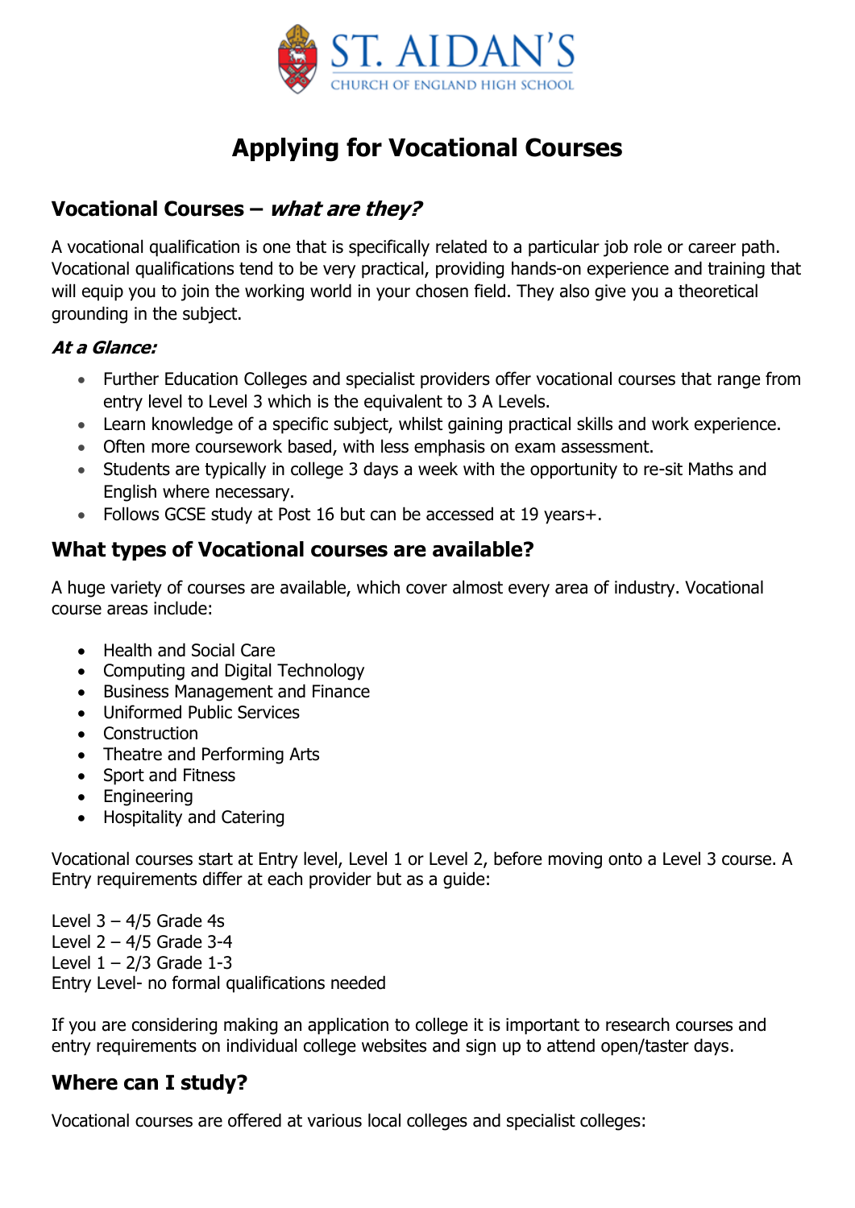# Applying for Vocational Courses

## Vocational Courses – *what are they?*

A vocational qualification is one that is specifically related to a particular job role or career path. Vocational qualifications tend to be very practical, providing hands-on experience and training that will equip you to join the working world in your chosen field. They also give you a theoretical grounding in the subject.

### *At a Glance:*

- Further Education Colleges and specialist providers offer vocational courses that range from entry level to Level 3 which is the equivalent to 3 A Levels.
- Learn knowledge of a specific subject, whilst gaining practical skills and work experience.
- Often more coursework based, with less emphasis on exam assessment.
- Students are typically in college 3 days a week with the opportunity to re-sit Maths and English where necessary.
- Follows GCSE study at Post 16 but can be accessed at 19 years+.

## What types of Vocational courses are available?

A huge variety of courses are available, which cover almost every area of industry. Vocational course areas include:

- Health and Social Care
- Computing and Digital Technology
- Business Management and Finance
- Uniformed Public Services
- Construction
- Theatre and Performing Arts
- Sport and Fitness
- Engineering
- Hospitality and Catering

Vocational courses start at Entry level, Level 1 or Level 2, before moving onto a Level 3 course. A Entry requirements differ at each provider but as a guide:

Level 3 – 4/5 Grade 4s
Level 2 – 4/5 Grade 3-4
Level 1 – 2/3 Grade 1-3
Entry Level- no formal qualifications needed

If you are considering making an application to college it is important to research courses and entry requirements on individual college websites and sign up to attend open/taster days.

## Where can I study?

Vocational courses are offered at various local colleges and specialist colleges: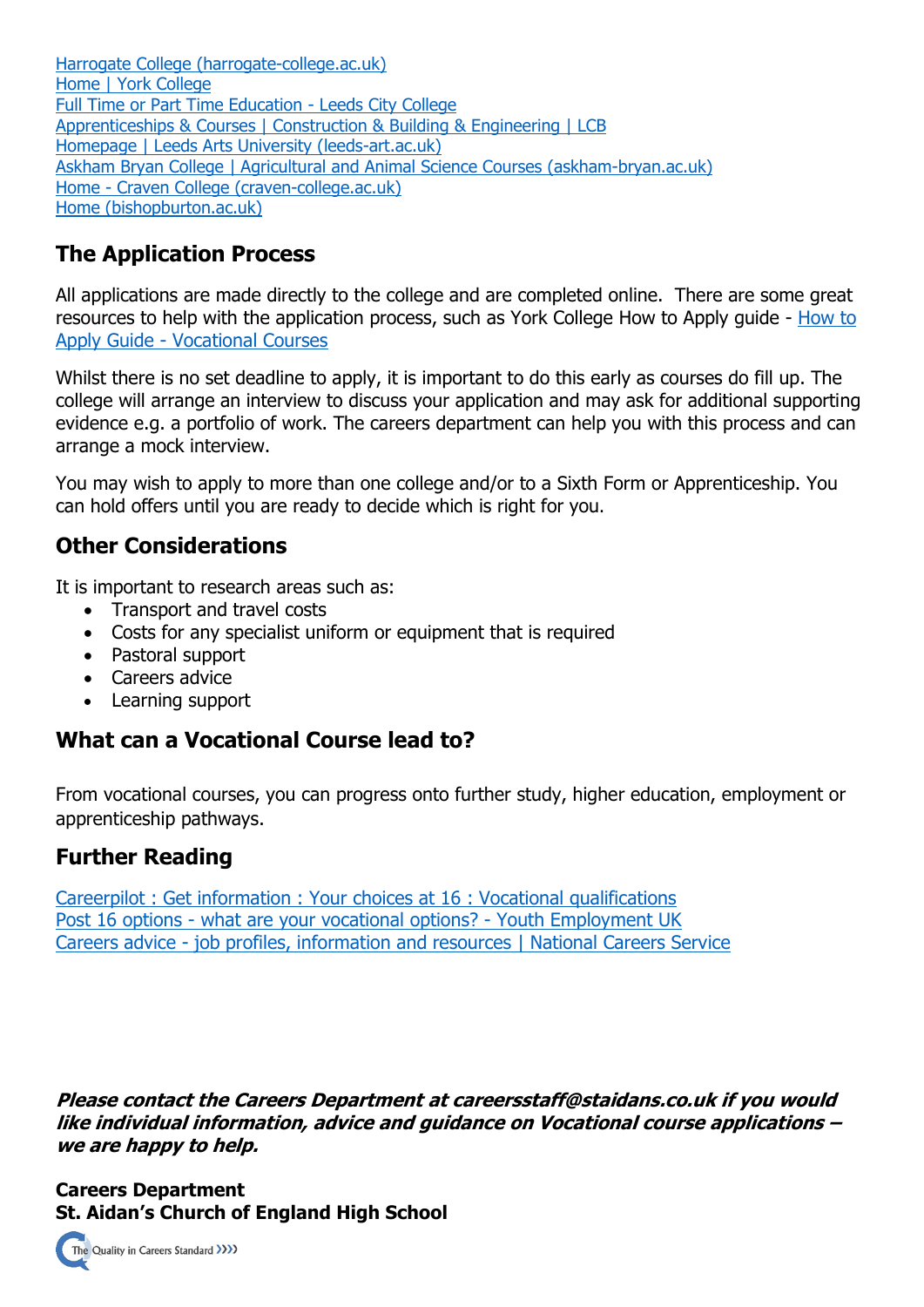Harrogate College (harrogate-college.ac.uk)
Home | York College
Full Time or Part Time Education - Leeds City College
Apprenticeships & Courses | Construction & Building & Engineering | LCB
Homepage | Leeds Arts University (leeds-art.ac.uk)
Askham Bryan College | Agricultural and Animal Science Courses (askham-bryan.ac.uk)
Home - Craven College (craven-college.ac.uk)
Home (bishopburton.ac.uk)

## The Application Process

All applications are made directly to the college and are completed online. There are some great resources to help with the application process, such as York College How to Apply guide - How to Apply Guide - Vocational Courses

Whilst there is no set deadline to apply, it is important to do this early as courses do fill up. The college will arrange an interview to discuss your application and may ask for additional supporting evidence e.g. a portfolio of work. The careers department can help you with this process and can arrange a mock interview.

You may wish to apply to more than one college and/or to a Sixth Form or Apprenticeship. You can hold offers until you are ready to decide which is right for you.

## Other Considerations

It is important to research areas such as:

- Transport and travel costs
- Costs for any specialist uniform or equipment that is required
- Pastoral support
- Careers advice
- Learning support

## What can a Vocational Course lead to?

From vocational courses, you can progress onto further study, higher education, employment or apprenticeship pathways.

## Further Reading

Careerpilot : Get information : Your choices at 16 : Vocational qualifications
Post 16 options - what are your vocational options? - Youth Employment UK
Careers advice - job profiles, information and resources | National Careers Service

***Please contact the Careers Department at careersstaff@staidans.co.uk if you would like individual information, advice and guidance on Vocational course applications – we are happy to help.***

**Careers Department**
**St. Aidan's Church of England High School**

The Quality in Careers Standard